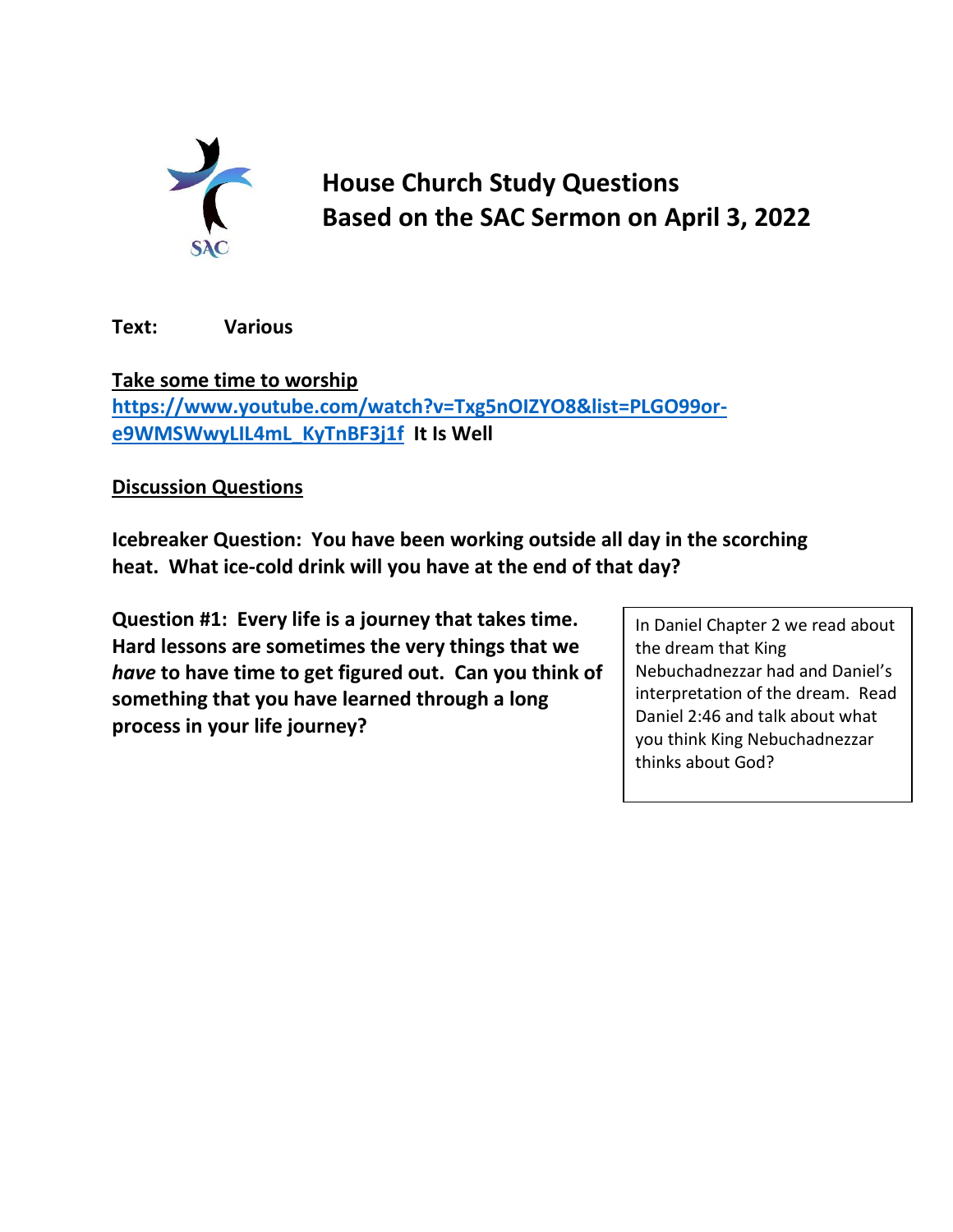# House Church Study Questions
# Based on the SAC Sermon on April 3, 2022

**Text:** **Various**

**Take some time to worship**

[https://www.youtube.com/watch?v=Txg5nOIZYO8&list=PLGO99or-e9WMSWwyLIL4mL_KyTnBF3j1f](https://www.youtube.com/watch?v=Txg5nOIZYO8&list=PLGO99or-e9WMSWwyLIL4mL_KyTnBF3j1f) **It Is Well**

**Discussion Questions**

**Icebreaker Question: You have been working outside all day in the scorching heat. What ice-cold drink will you have at the end of that day?**

**Question #1: Every life is a journey that takes time. Hard lessons are sometimes the very things that we *have* to have time to get figured out. Can you think of something that you have learned through a long process in your life journey?**

In Daniel Chapter 2 we read about the dream that King Nebuchadnezzar had and Daniel's interpretation of the dream. Read Daniel 2:46 and talk about what you think King Nebuchadnezzar thinks about God?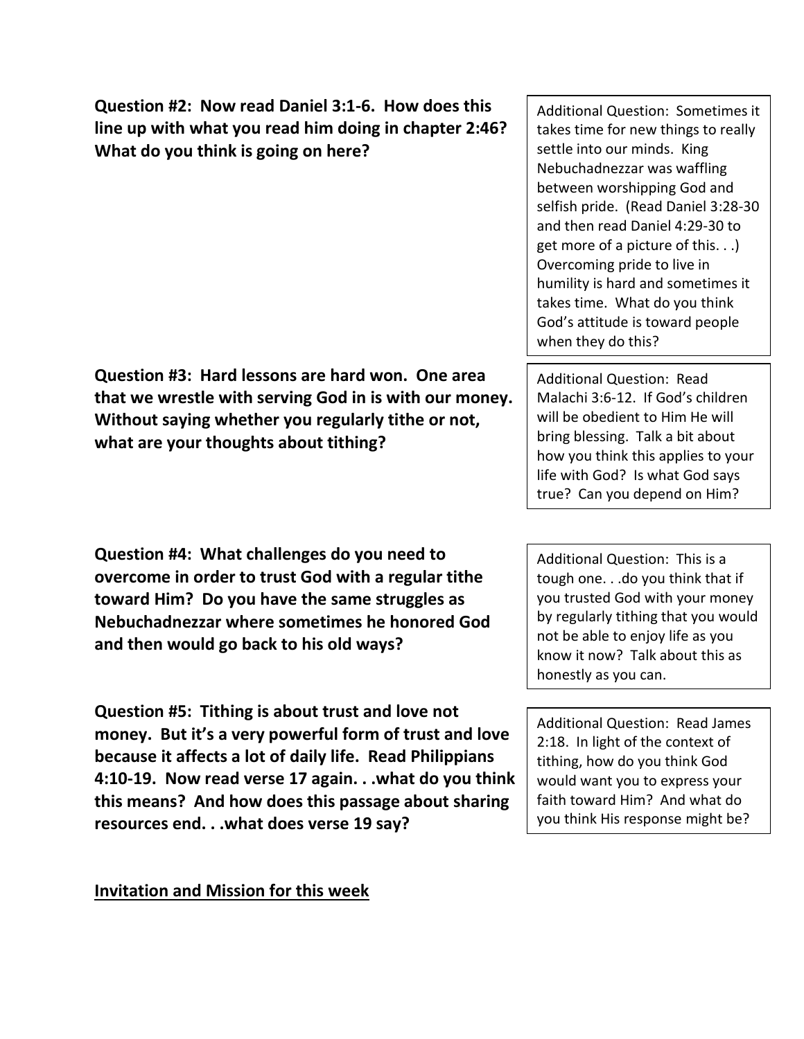**Question #2: Now read Daniel 3:1-6. How does this line up with what you read him doing in chapter 2:46? What do you think is going on here?**

Additional Question: Sometimes it takes time for new things to really settle into our minds. King Nebuchadnezzar was waffling between worshipping God and selfish pride. (Read Daniel 3:28-30 and then read Daniel 4:29-30 to get more of a picture of this. . .) Overcoming pride to live in humility is hard and sometimes it takes time. What do you think God's attitude is toward people when they do this?

**Question #3: Hard lessons are hard won. One area that we wrestle with serving God in is with our money. Without saying whether you regularly tithe or not, what are your thoughts about tithing?**

Additional Question: Read Malachi 3:6-12. If God's children will be obedient to Him He will bring blessing. Talk a bit about how you think this applies to your life with God? Is what God says true? Can you depend on Him?

**Question #4: What challenges do you need to overcome in order to trust God with a regular tithe toward Him? Do you have the same struggles as Nebuchadnezzar where sometimes he honored God and then would go back to his old ways?**

Additional Question: This is a tough one. . .do you think that if you trusted God with your money by regularly tithing that you would not be able to enjoy life as you know it now? Talk about this as honestly as you can.

**Question #5: Tithing is about trust and love not money. But it's a very powerful form of trust and love because it affects a lot of daily life. Read Philippians 4:10-19. Now read verse 17 again. . .what do you think this means? And how does this passage about sharing resources end. . .what does verse 19 say?**

Additional Question: Read James 2:18. In light of the context of tithing, how do you think God would want you to express your faith toward Him? And what do you think His response might be?

**<u>Invitation and Mission for this week</u>**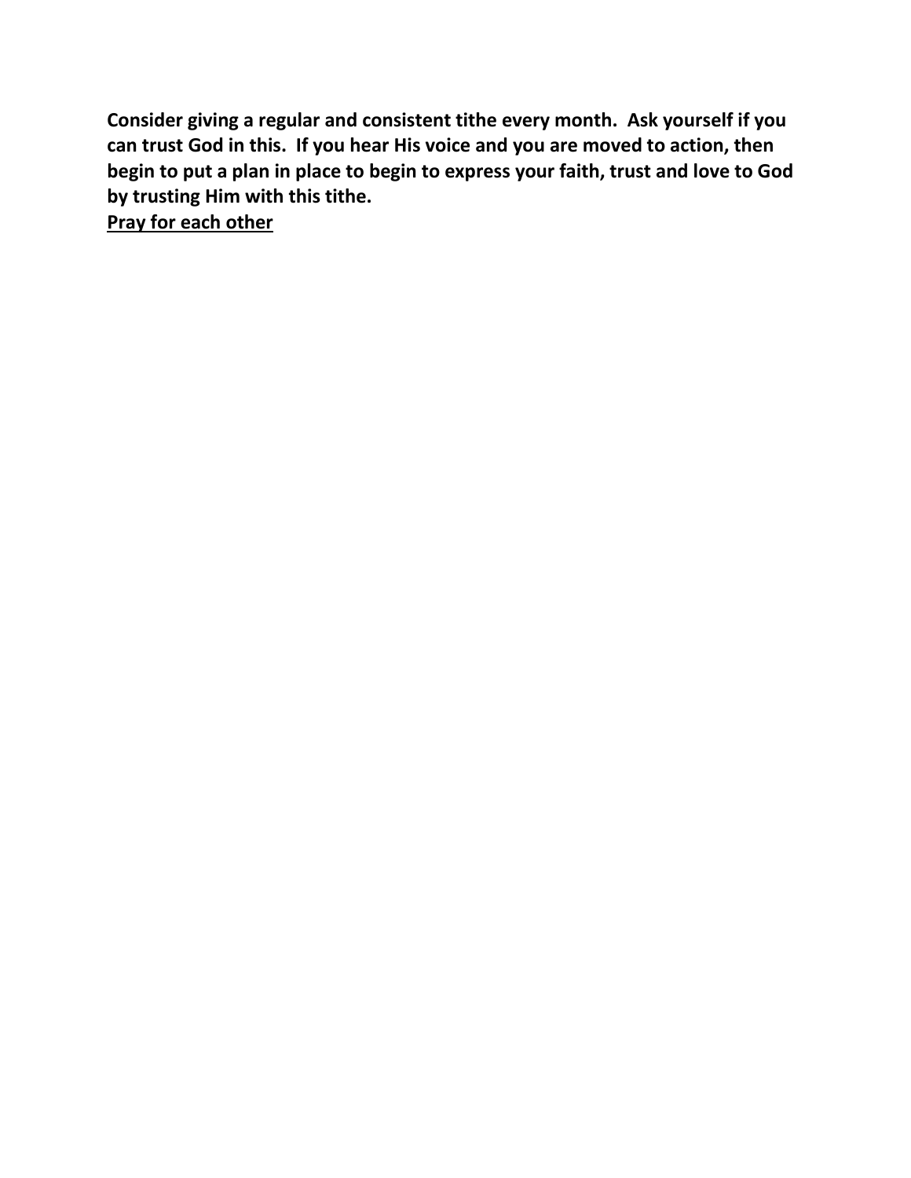**Consider giving a regular and consistent tithe every month. Ask yourself if you can trust God in this. If you hear His voice and you are moved to action, then begin to put a plan in place to begin to express your faith, trust and love to God by trusting Him with this tithe.**

<u>**Pray for each other**</u>